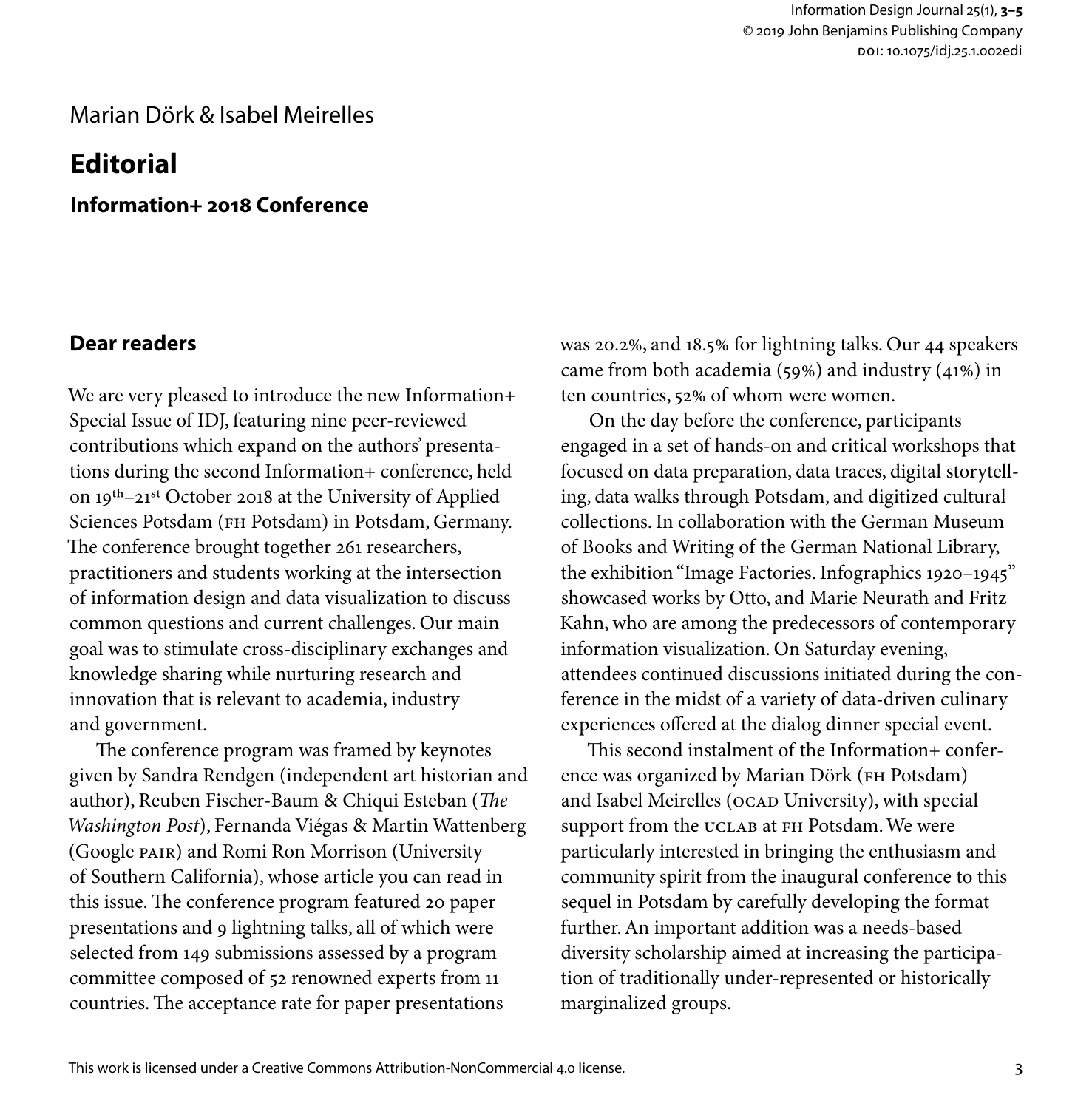Marian Dörk & Isabel Meirelles

# Editorial

## Information+ 2018 Conference

### Dear readers

We are very pleased to introduce the new Information+ Special Issue of IDJ, featuring nine peer-reviewed contributions which expand on the authors' presentations during the second Information+ conference, held on 19th–21st October 2018 at the University of Applied Sciences Potsdam (FH Potsdam) in Potsdam, Germany. The conference brought together 261 researchers, practitioners and students working at the intersection of information design and data visualization to discuss common questions and current challenges. Our main goal was to stimulate cross-disciplinary exchanges and knowledge sharing while nurturing research and innovation that is relevant to academia, industry and government.

The conference program was framed by keynotes given by Sandra Rendgen (independent art historian and author), Reuben Fischer-Baum & Chiqui Esteban (*The Washington Post*), Fernanda Viégas & Martin Wattenberg (Google PAIR) and Romi Ron Morrison (University of Southern California), whose article you can read in this issue. The conference program featured 20 paper presentations and 9 lightning talks, all of which were selected from 149 submissions assessed by a program committee composed of 52 renowned experts from 11 countries. The acceptance rate for paper presentations was 20.2%, and 18.5% for lightning talks. Our 44 speakers came from both academia (59%) and industry (41%) in ten countries, 52% of whom were women.

On the day before the conference, participants engaged in a set of hands-on and critical workshops that focused on data preparation, data traces, digital storytelling, data walks through Potsdam, and digitized cultural collections. In collaboration with the German Museum of Books and Writing of the German National Library, the exhibition "Image Factories. Infographics 1920–1945" showcased works by Otto, and Marie Neurath and Fritz Kahn, who are among the predecessors of contemporary information visualization. On Saturday evening, attendees continued discussions initiated during the conference in the midst of a variety of data-driven culinary experiences offered at the dialog dinner special event.

This second instalment of the Information+ conference was organized by Marian Dörk (FH Potsdam) and Isabel Meirelles (OCAD University), with special support from the UCLAB at FH Potsdam. We were particularly interested in bringing the enthusiasm and community spirit from the inaugural conference to this sequel in Potsdam by carefully developing the format further. An important addition was a needs-based diversity scholarship aimed at increasing the participation of traditionally under-represented or historically marginalized groups.

This work is licensed under a Creative Commons Attribution-NonCommercial 4.0 license.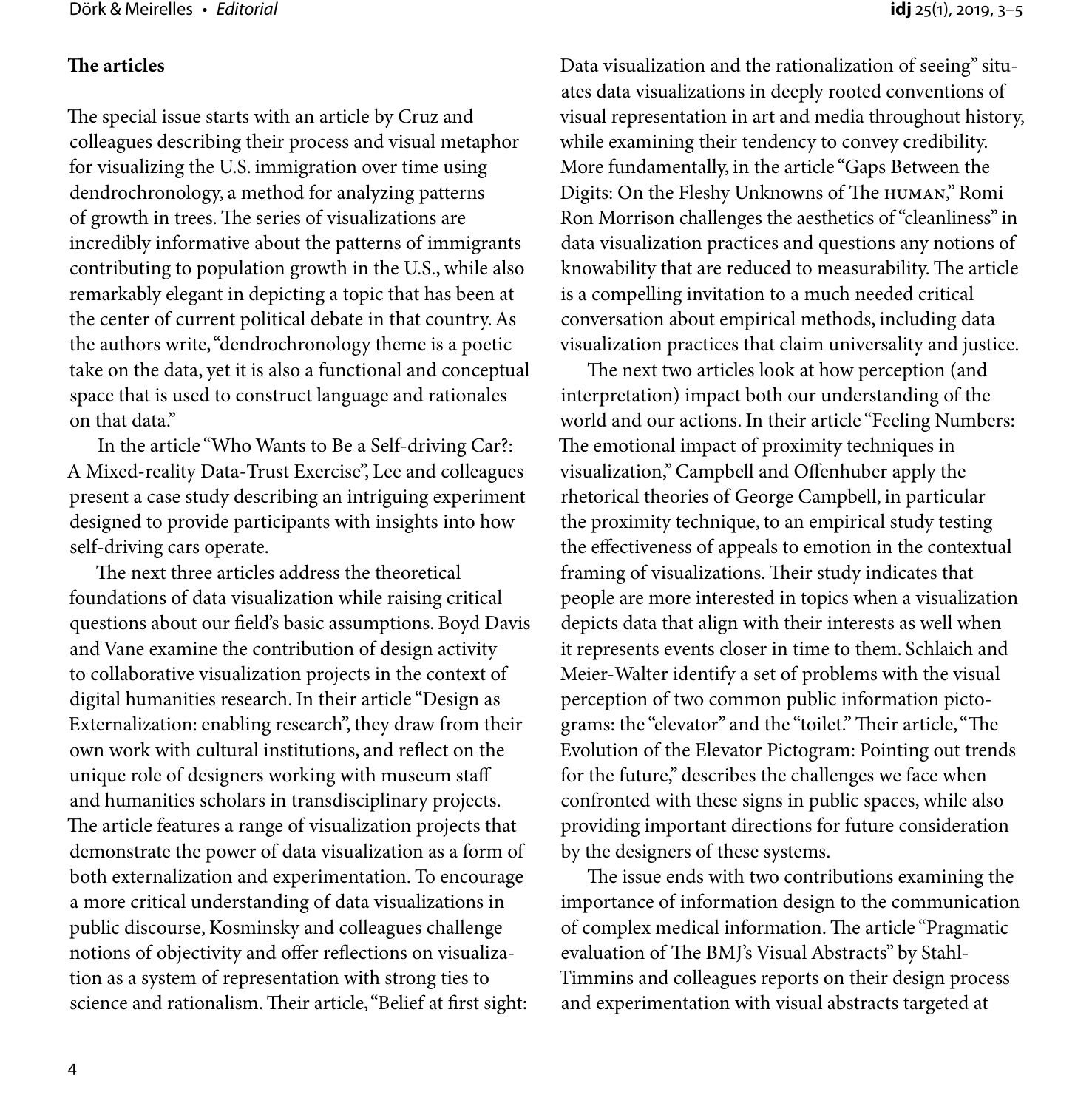## The articles

The special issue starts with an article by Cruz and colleagues describing their process and visual metaphor for visualizing the U.S. immigration over time using dendrochronology, a method for analyzing patterns of growth in trees. The series of visualizations are incredibly informative about the patterns of immigrants contributing to population growth in the U.S., while also remarkably elegant in depicting a topic that has been at the center of current political debate in that country. As the authors write, "dendrochronology theme is a poetic take on the data, yet it is also a functional and conceptual space that is used to construct language and rationales on that data."

In the article "Who Wants to Be a Self-driving Car?: A Mixed-reality Data-Trust Exercise", Lee and colleagues present a case study describing an intriguing experiment designed to provide participants with insights into how self-driving cars operate.

The next three articles address the theoretical foundations of data visualization while raising critical questions about our field's basic assumptions. Boyd Davis and Vane examine the contribution of design activity to collaborative visualization projects in the context of digital humanities research. In their article "Design as Externalization: enabling research", they draw from their own work with cultural institutions, and reflect on the unique role of designers working with museum staff and humanities scholars in transdisciplinary projects. The article features a range of visualization projects that demonstrate the power of data visualization as a form of both externalization and experimentation. To encourage a more critical understanding of data visualizations in public discourse, Kosminsky and colleagues challenge notions of objectivity and offer reflections on visualization as a system of representation with strong ties to science and rationalism. Their article, "Belief at first sight: Data visualization and the rationalization of seeing" situates data visualizations in deeply rooted conventions of visual representation in art and media throughout history, while examining their tendency to convey credibility. More fundamentally, in the article "Gaps Between the Digits: On the Fleshy Unknowns of The HUMAN," Romi Ron Morrison challenges the aesthetics of "cleanliness" in data visualization practices and questions any notions of knowability that are reduced to measurability. The article is a compelling invitation to a much needed critical conversation about empirical methods, including data visualization practices that claim universality and justice.

The next two articles look at how perception (and interpretation) impact both our understanding of the world and our actions. In their article "Feeling Numbers: The emotional impact of proximity techniques in visualization," Campbell and Offenhuber apply the rhetorical theories of George Campbell, in particular the proximity technique, to an empirical study testing the effectiveness of appeals to emotion in the contextual framing of visualizations. Their study indicates that people are more interested in topics when a visualization depicts data that align with their interests as well when it represents events closer in time to them. Schlaich and Meier-Walter identify a set of problems with the visual perception of two common public information pictograms: the "elevator" and the "toilet." Their article, "The Evolution of the Elevator Pictogram: Pointing out trends for the future," describes the challenges we face when confronted with these signs in public spaces, while also providing important directions for future consideration by the designers of these systems.

The issue ends with two contributions examining the importance of information design to the communication of complex medical information. The article "Pragmatic evaluation of The BMJ's Visual Abstracts" by Stahl-Timmins and colleagues reports on their design process and experimentation with visual abstracts targeted at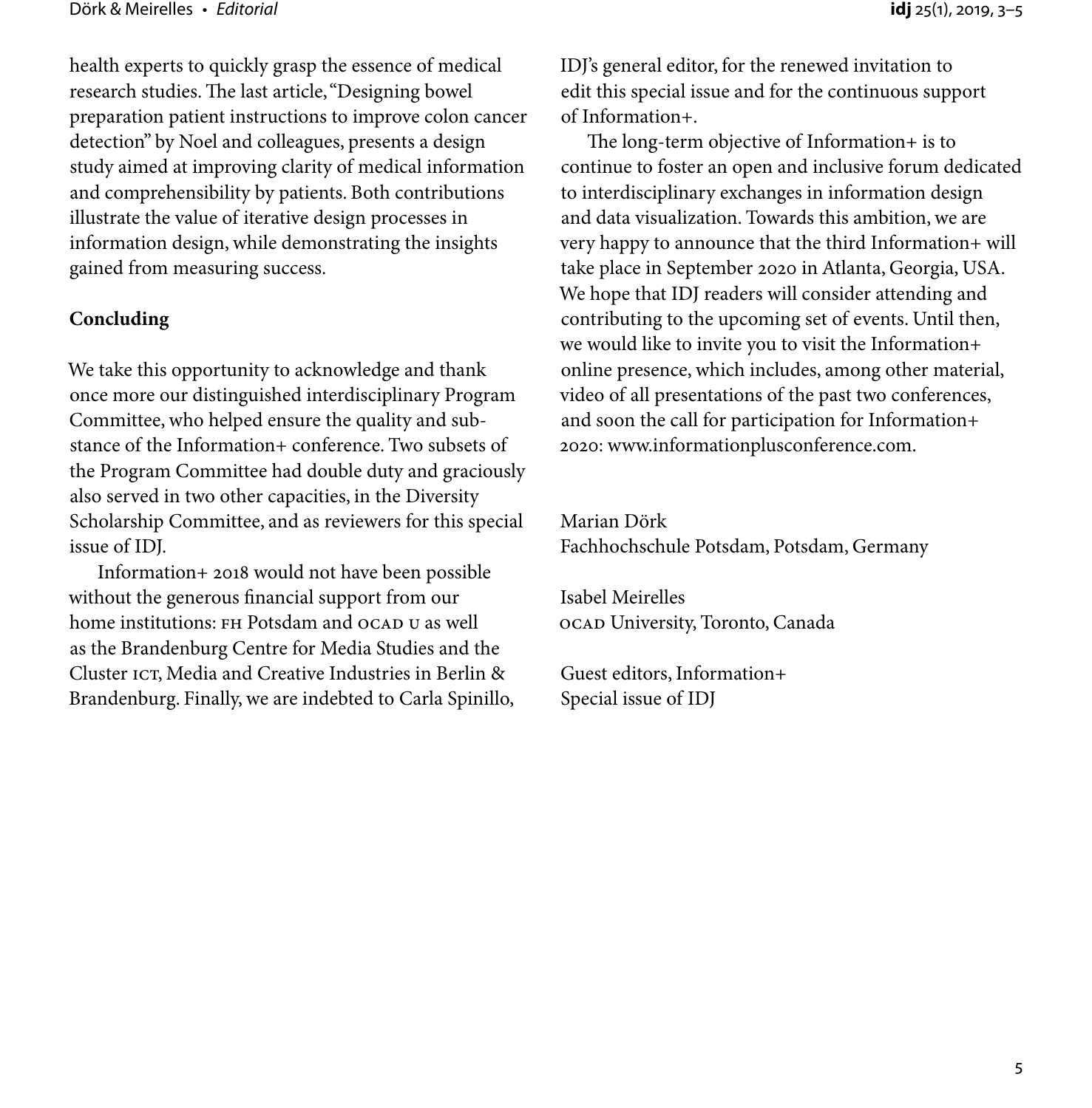health experts to quickly grasp the essence of medical research studies. The last article, "Designing bowel preparation patient instructions to improve colon cancer detection" by Noel and colleagues, presents a design study aimed at improving clarity of medical information and comprehensibility by patients. Both contributions illustrate the value of iterative design processes in information design, while demonstrating the insights gained from measuring success.

## Concluding

We take this opportunity to acknowledge and thank once more our distinguished interdisciplinary Program Committee, who helped ensure the quality and substance of the Information+ conference. Two subsets of the Program Committee had double duty and graciously also served in two other capacities, in the Diversity Scholarship Committee, and as reviewers for this special issue of IDJ.

Information+ 2018 would not have been possible without the generous financial support from our home institutions: FH Potsdam and OCAD U as well as the Brandenburg Centre for Media Studies and the Cluster ICT, Media and Creative Industries in Berlin & Brandenburg. Finally, we are indebted to Carla Spinillo, IDJ's general editor, for the renewed invitation to edit this special issue and for the continuous support of Information+.

The long-term objective of Information+ is to continue to foster an open and inclusive forum dedicated to interdisciplinary exchanges in information design and data visualization. Towards this ambition, we are very happy to announce that the third Information+ will take place in September 2020 in Atlanta, Georgia, USA. We hope that IDJ readers will consider attending and contributing to the upcoming set of events. Until then, we would like to invite you to visit the Information+ online presence, which includes, among other material, video of all presentations of the past two conferences, and soon the call for participation for Information+ 2020: www.informationplusconference.com.

Marian Dörk
Fachhochschule Potsdam, Potsdam, Germany

Isabel Meirelles
OCAD University, Toronto, Canada

Guest editors, Information+
Special issue of IDJ